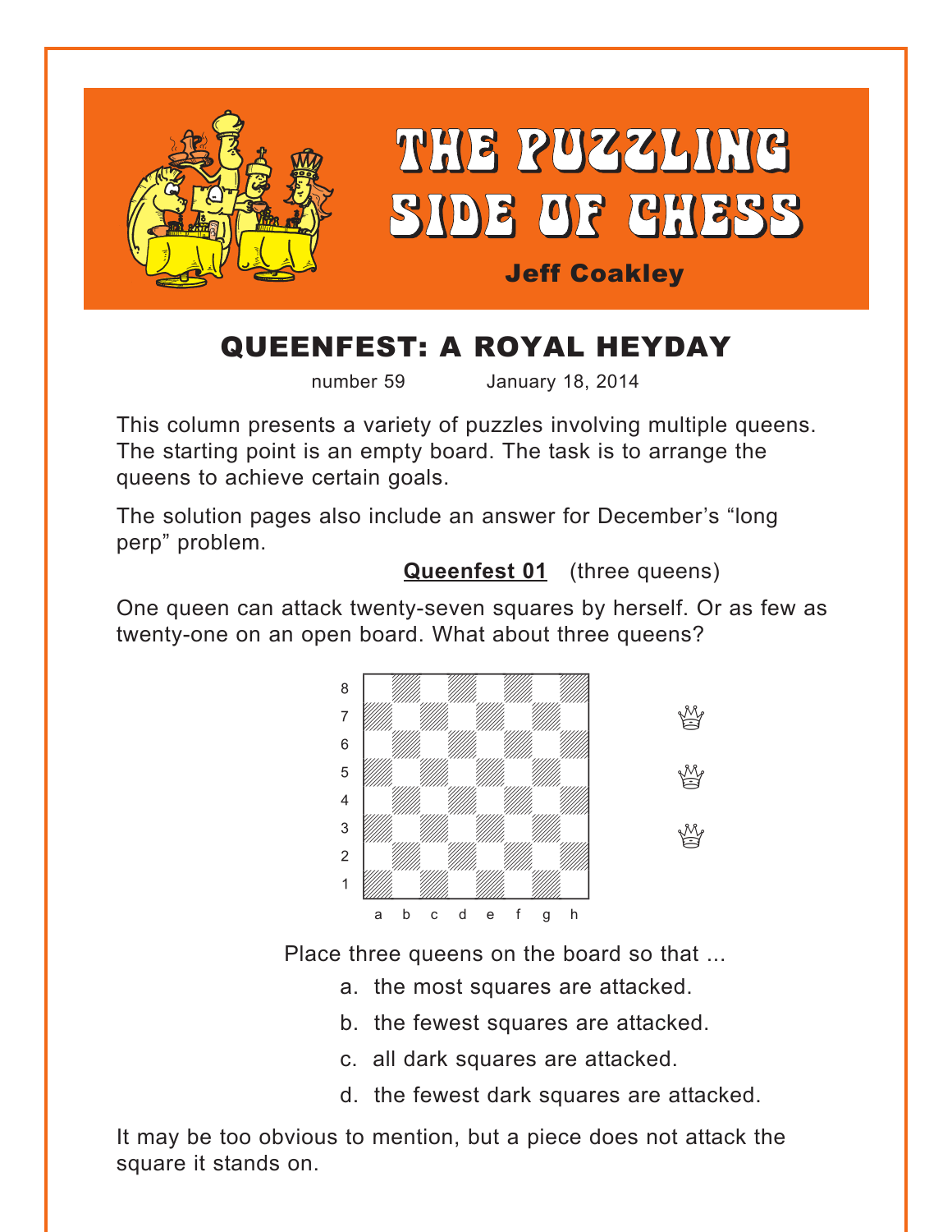# THE PUZZLING SIDE OF CHESS

**Jeff Coakley**

## QUEENFEST: A ROYAL HEYDAY

number 59 January 18, 2014

This column presents a variety of puzzles involving multiple queens. The starting point is an empty board. The task is to arrange the queens to achieve certain goals.

The solution pages also include an answer for December's "long perp" problem.

### Queenfest 01 (three queens)

One queen can attack twenty-seven squares by herself. Or as few as twenty-one on an open board. What about three queens?

Place three queens on the board so that ...

a. the most squares are attacked.

b. the fewest squares are attacked.

c. all dark squares are attacked.

d. the fewest dark squares are attacked.

It may be too obvious to mention, but a piece does not attack the square it stands on.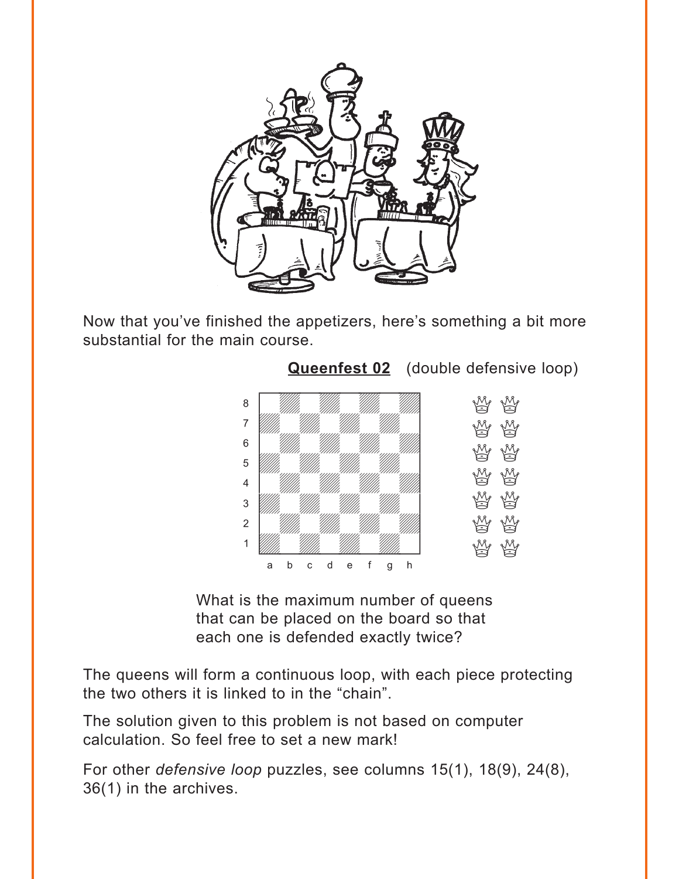Now that you've finished the appetizers, here's something a bit more substantial for the main course.

**Queenfest 02** (double defensive loop)

What is the maximum number of queens that can be placed on the board so that each one is defended exactly twice?

The queens will form a continuous loop, with each piece protecting the two others it is linked to in the "chain".

The solution given to this problem is not based on computer calculation. So feel free to set a new mark!

For other *defensive loop* puzzles, see columns 15(1), 18(9), 24(8), 36(1) in the archives.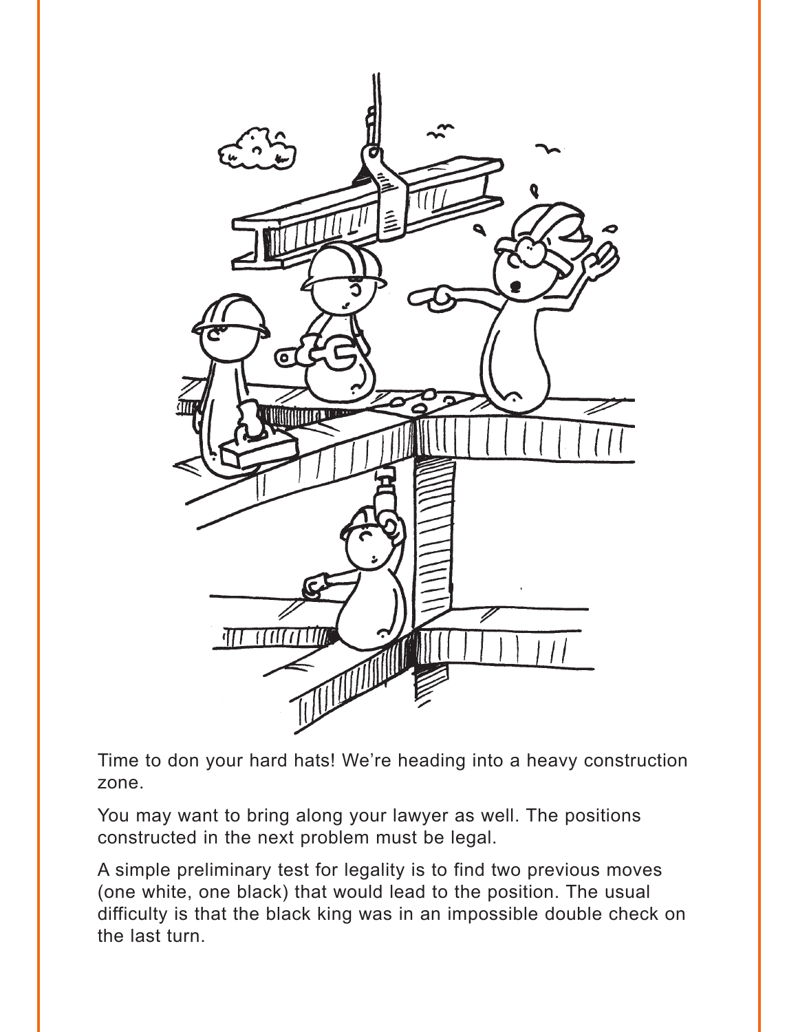Time to don your hard hats! We're heading into a heavy construction zone.

You may want to bring along your lawyer as well. The positions constructed in the next problem must be legal.

A simple preliminary test for legality is to find two previous moves (one white, one black) that would lead to the position. The usual difficulty is that the black king was in an impossible double check on the last turn.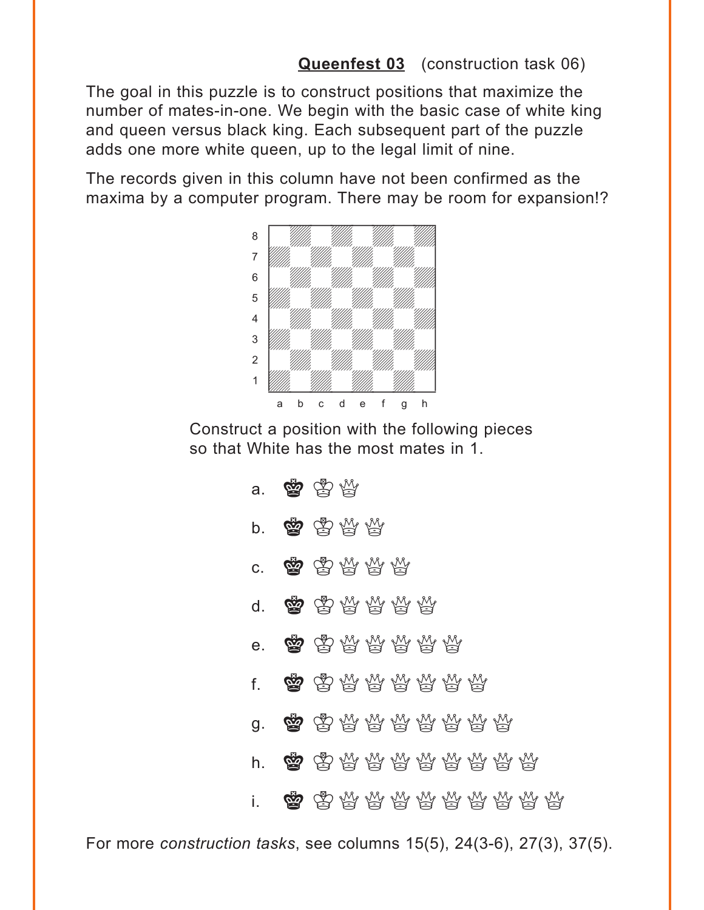**Queenfest 03** (construction task 06)

The goal in this puzzle is to construct positions that maximize the number of mates-in-one. We begin with the basic case of white king and queen versus black king. Each subsequent part of the puzzle adds one more white queen, up to the legal limit of nine.

The records given in this column have not been confirmed as the maxima by a computer program. There may be room for expansion!?

Construct a position with the following pieces so that White has the most mates in 1.

a. ♚ ♔ ♕

b. ♚ ♔ ♕ ♕

c. ♚ ♔ ♕ ♕ ♕

d. ♚ ♔ ♕ ♕ ♕ ♕

e. ♚ ♔ ♕ ♕ ♕ ♕ ♕

f. ♚ ♔ ♕ ♕ ♕ ♕ ♕ ♕

g. ♚ ♔ ♕ ♕ ♕ ♕ ♕ ♕ ♕

h. ♚ ♔ ♕ ♕ ♕ ♕ ♕ ♕ ♕ ♕

i. ♚ ♔ ♕ ♕ ♕ ♕ ♕ ♕ ♕ ♕ ♕

For more *construction tasks*, see columns 15(5), 24(3-6), 27(3), 37(5).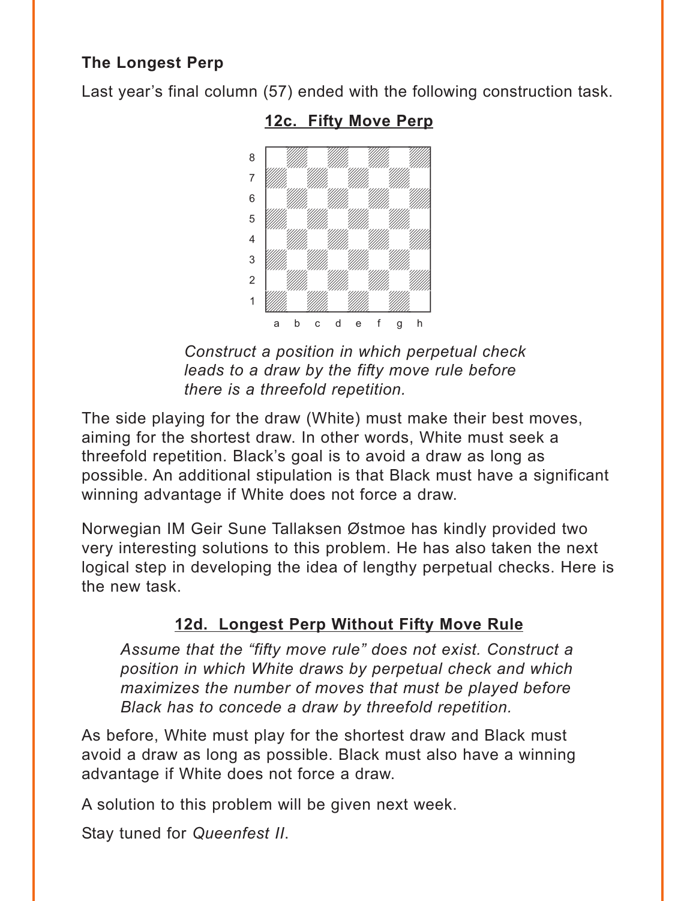**The Longest Perp**

Last year's final column (57) ended with the following construction task.

**12c. Fifty Move Perp**

*Construct a position in which perpetual check leads to a draw by the fifty move rule before there is a threefold repetition.*

The side playing for the draw (White) must make their best moves, aiming for the shortest draw. In other words, White must seek a threefold repetition. Black's goal is to avoid a draw as long as possible. An additional stipulation is that Black must have a significant winning advantage if White does not force a draw.

Norwegian IM Geir Sune Tallaksen Østmoe has kindly provided two very interesting solutions to this problem. He has also taken the next logical step in developing the idea of lengthy perpetual checks. Here is the new task.

**12d. Longest Perp Without Fifty Move Rule**

*Assume that the "fifty move rule" does not exist. Construct a position in which White draws by perpetual check and which maximizes the number of moves that must be played before Black has to concede a draw by threefold repetition.*

As before, White must play for the shortest draw and Black must avoid a draw as long as possible. Black must also have a winning advantage if White does not force a draw.

A solution to this problem will be given next week.

Stay tuned for *Queenfest II*.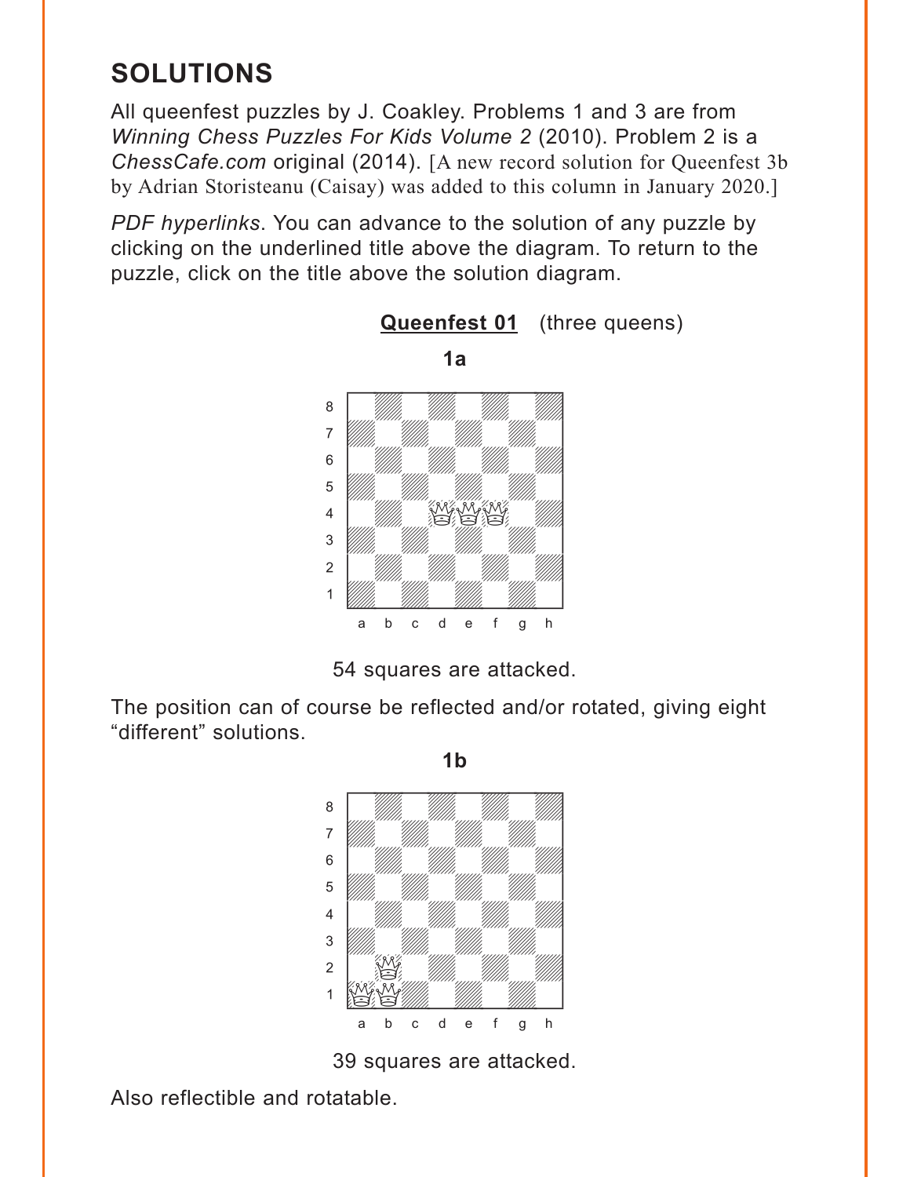## SOLUTIONS

All queenfest puzzles by J. Coakley. Problems 1 and 3 are from *Winning Chess Puzzles For Kids Volume 2* (2010). Problem 2 is a *ChessCafe.com* original (2014). [A new record solution for Queenfest 3b by Adrian Storisteanu (Caisay) was added to this column in January 2020.]

*PDF hyperlinks*. You can advance to the solution of any puzzle by clicking on the underlined title above the diagram. To return to the puzzle, click on the title above the solution diagram.

**Queenfest 01** (three queens)

**1a**

54 squares are attacked.

The position can of course be reflected and/or rotated, giving eight “different” solutions.

**1b**

39 squares are attacked.

Also reflectible and rotatable.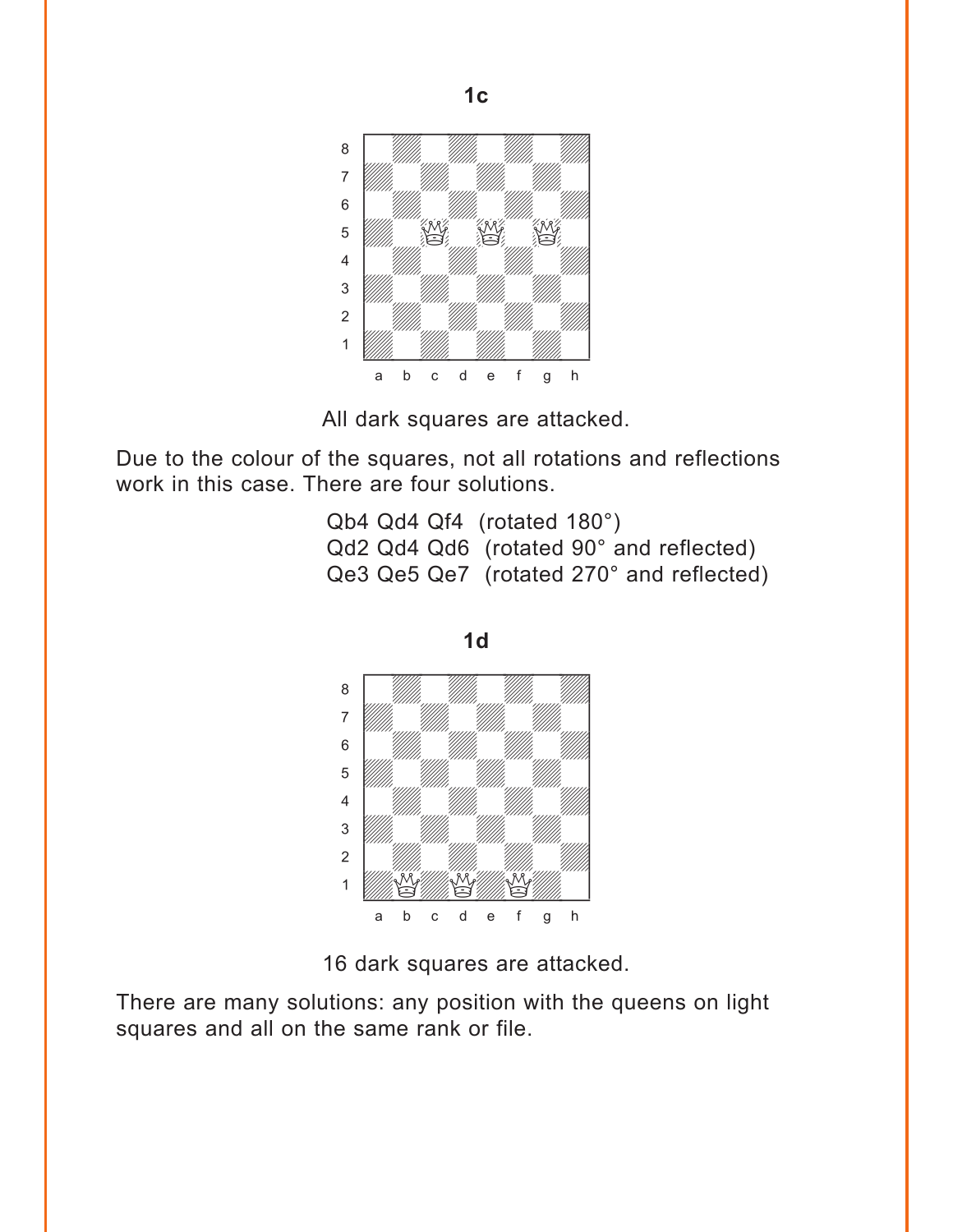## 1c

All dark squares are attacked.

Due to the colour of the squares, not all rotations and reflections work in this case. There are four solutions.

Qb4 Qd4 Qf4 (rotated 180°)
Qd2 Qd4 Qd6 (rotated 90° and reflected)
Qe3 Qe5 Qe7 (rotated 270° and reflected)

## 1d

16 dark squares are attacked.

There are many solutions: any position with the queens on light squares and all on the same rank or file.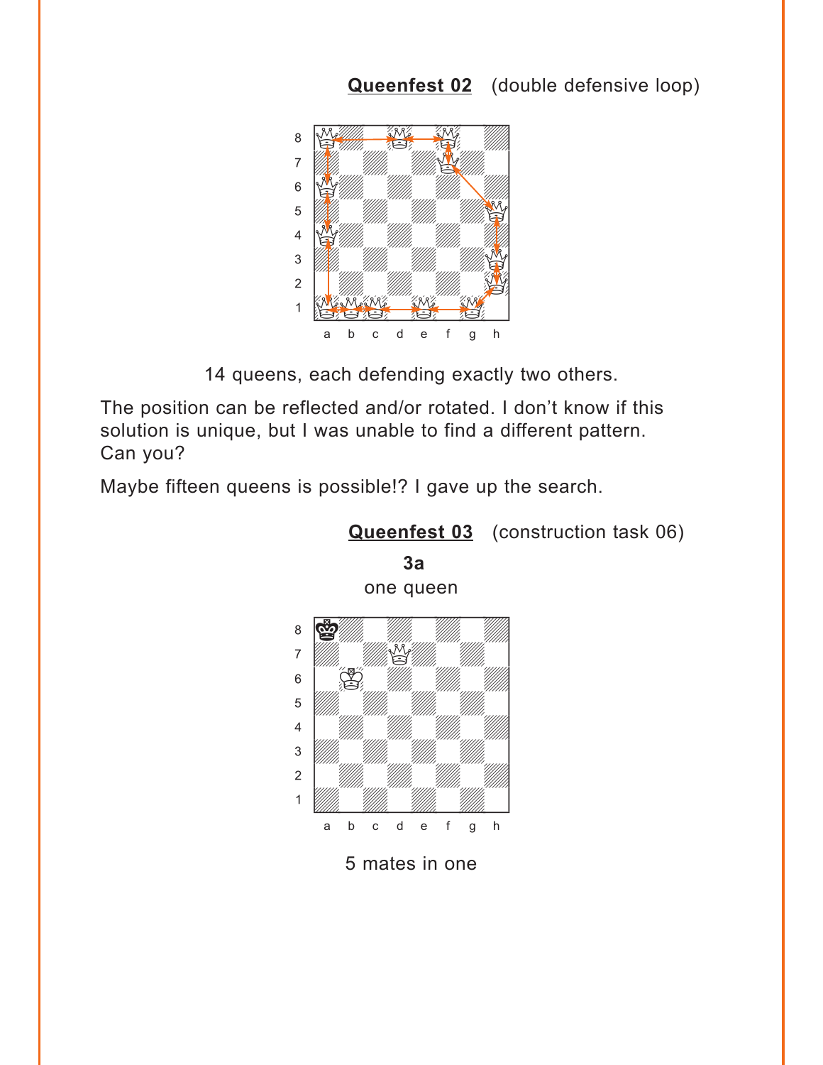**Queenfest 02** (double defensive loop)

14 queens, each defending exactly two others.

The position can be reflected and/or rotated. I don't know if this solution is unique, but I was unable to find a different pattern. Can you?

Maybe fifteen queens is possible!? I gave up the search.

**Queenfest 03** (construction task 06)

**3a**

one queen

5 mates in one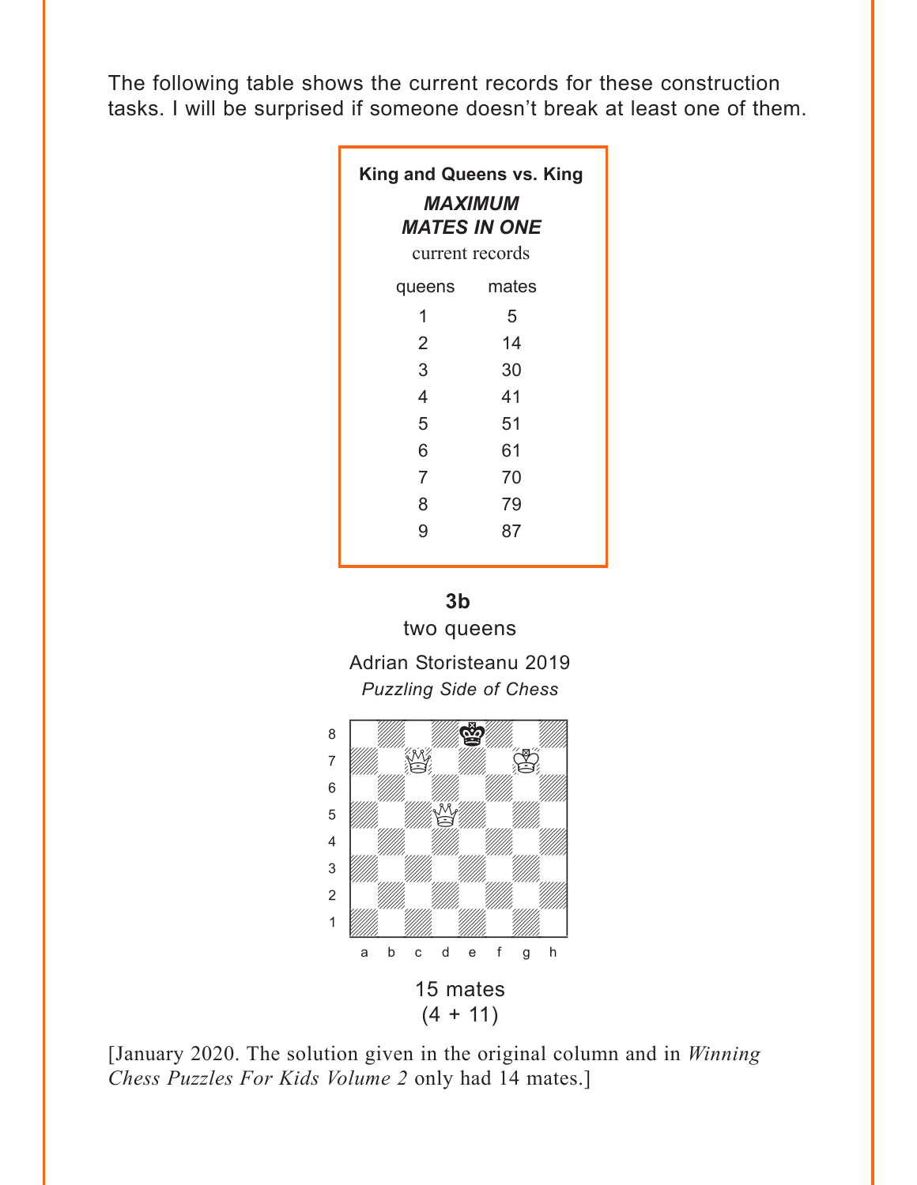The following table shows the current records for these construction tasks. I will be surprised if someone doesn't break at least one of them.

**King and Queens vs. King**

***MAXIMUM MATES IN ONE***

current records

| queens | mates |
|---|---|
| 1 | 5 |
| 2 | 14 |
| 3 | 30 |
| 4 | 41 |
| 5 | 51 |
| 6 | 61 |
| 7 | 70 |
| 8 | 79 |
| 9 | 87 |

**3b**

two queens

Adrian Storisteanu 2019

*Puzzling Side of Chess*

15 mates

(4 + 11)

[January 2020. The solution given in the original column and in *Winning Chess Puzzles For Kids Volume 2* only had 14 mates.]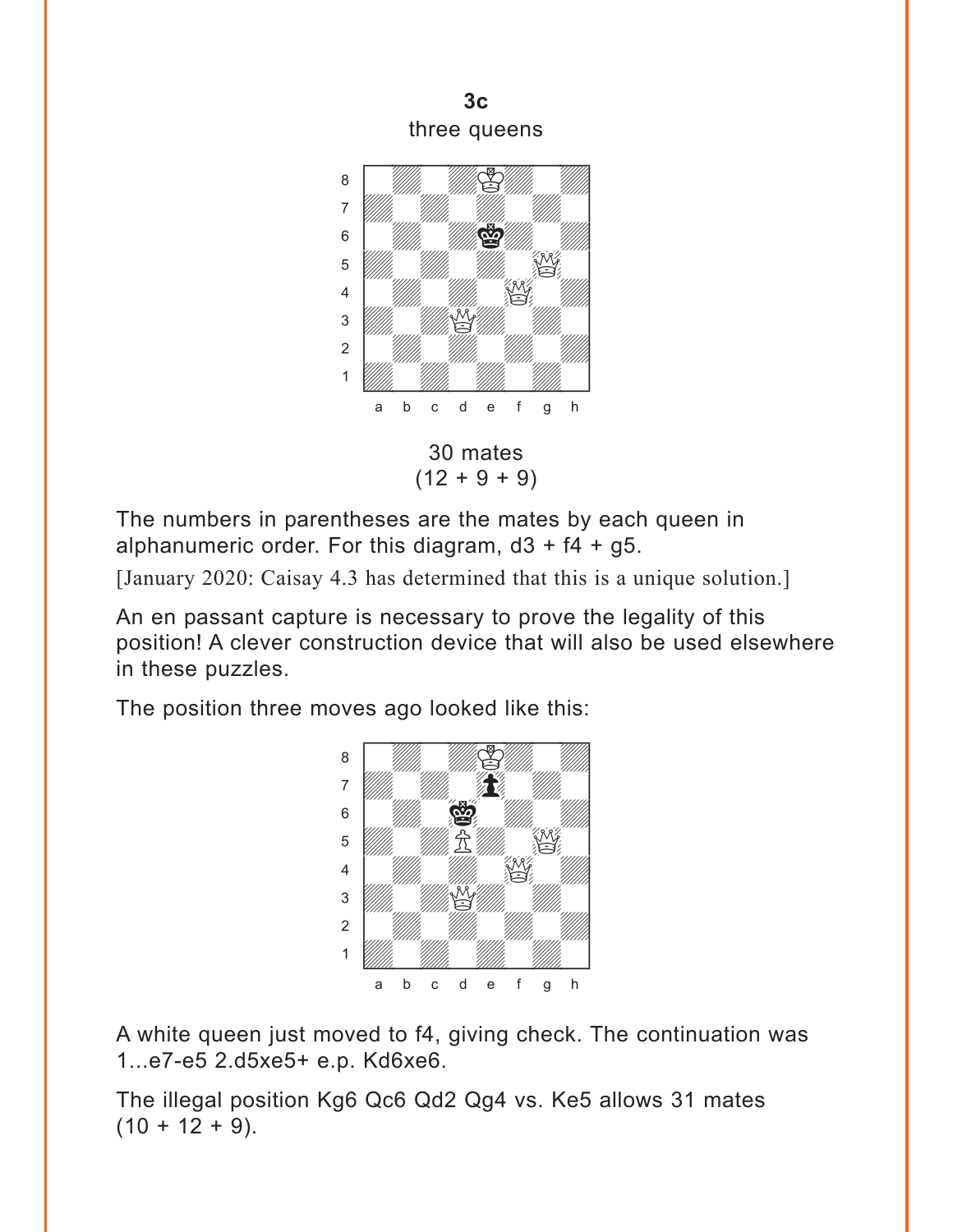**3c**

three queens

30 mates
(12 + 9 + 9)

The numbers in parentheses are the mates by each queen in alphanumeric order. For this diagram, d3 + f4 + g5.

[January 2020: Caisay 4.3 has determined that this is a unique solution.]

An en passant capture is necessary to prove the legality of this position! A clever construction device that will also be used elsewhere in these puzzles.

The position three moves ago looked like this:

A white queen just moved to f4, giving check. The continuation was 1...e7-e5 2.d5xe5+ e.p. Kd6xe6.

The illegal position Kg6 Qc6 Qd2 Qg4 vs. Ke5 allows 31 mates (10 + 12 + 9).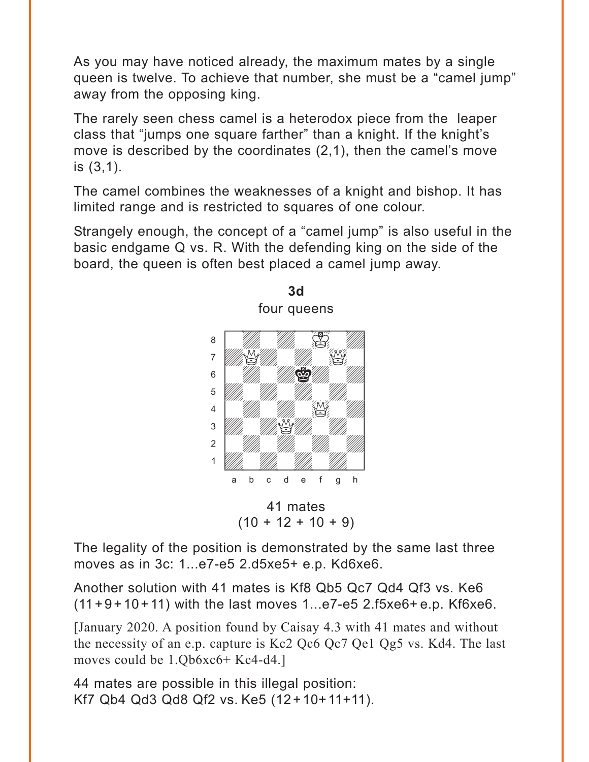As you may have noticed already, the maximum mates by a single queen is twelve. To achieve that number, she must be a “camel jump” away from the opposing king.

The rarely seen chess camel is a heterodox piece from the leaper class that “jumps one square farther” than a knight. If the knight’s move is described by the coordinates (2,1), then the camel’s move is (3,1).

The camel combines the weaknesses of a knight and bishop. It has limited range and is restricted to squares of one colour.

Strangely enough, the concept of a “camel jump” is also useful in the basic endgame Q vs. R. With the defending king on the side of the board, the queen is often best placed a camel jump away.

**3d**

four queens

41 mates
(10 + 12 + 10 + 9)

The legality of the position is demonstrated by the same last three moves as in 3c: 1...e7-e5 2.d5xe5+ e.p. Kd6xe6.

Another solution with 41 mates is Kf8 Qb5 Qc7 Qd4 Qf3 vs. Ke6 (11+9+10+11) with the last moves 1...e7-e5 2.f5xe6+ e.p. Kf6xe6.

[January 2020. A position found by Caisay 4.3 with 41 mates and without the necessity of an e.p. capture is Kc2 Qc6 Qc7 Qe1 Qg5 vs. Kd4. The last moves could be 1.Qb6xc6+ Kc4-d4.]

44 mates are possible in this illegal position:
Kf7 Qb4 Qd3 Qd8 Qf2 vs. Ke5 (12+10+11+11).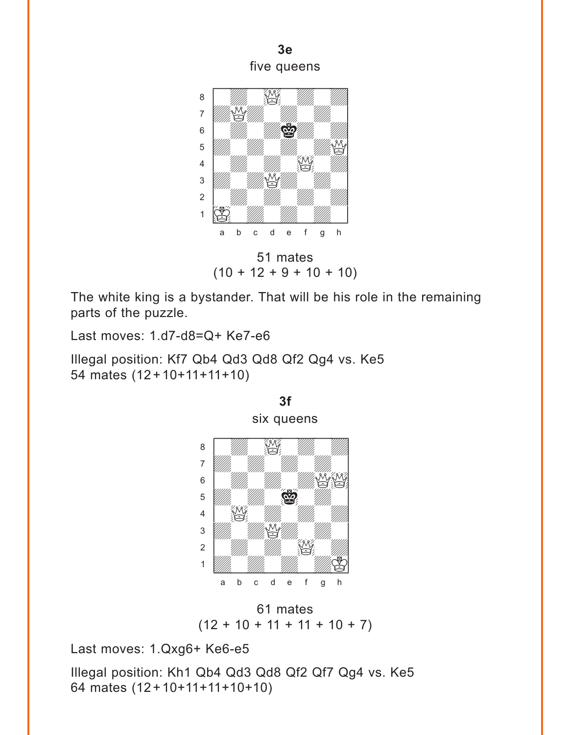**3e**

five queens

51 mates
(10 + 12 + 9 + 10 + 10)

The white king is a bystander. That will be his role in the remaining parts of the puzzle.

Last moves: 1.d7-d8=Q+ Ke7-e6

Illegal position: Kf7 Qb4 Qd3 Qd8 Qf2 Qg4 vs. Ke5
54 mates (12+10+11+11+10)

**3f**

six queens

61 mates
(12 + 10 + 11 + 11 + 10 + 7)

Last moves: 1.Qxg6+ Ke6-e5

Illegal position: Kh1 Qb4 Qd3 Qd8 Qf2 Qf7 Qg4 vs. Ke5
64 mates (12+10+11+11+10+10)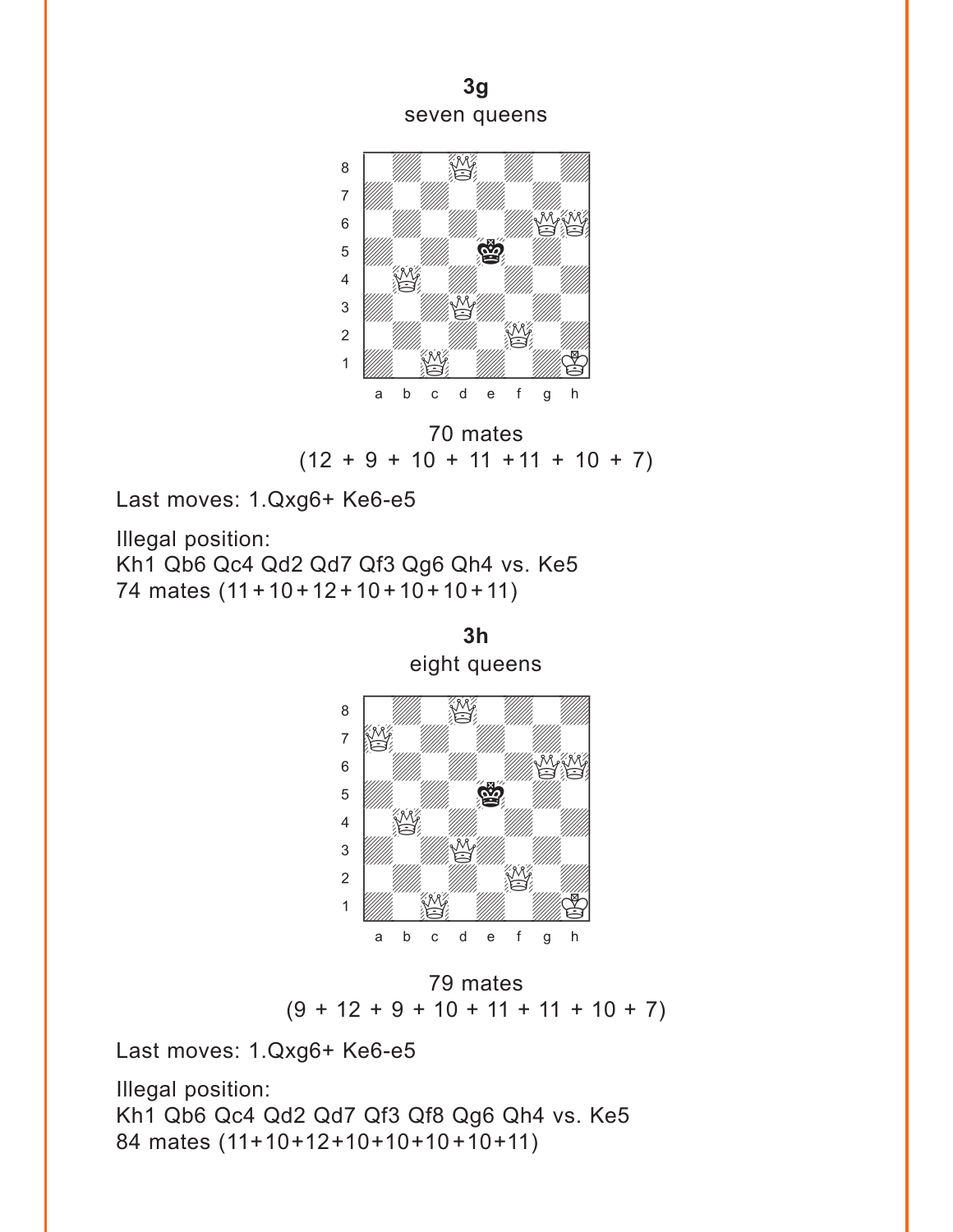**3g**

seven queens

70 mates
(12 + 9 + 10 + 11 +11 + 10 + 7)

Last moves: 1.Qxg6+ Ke6-e5

Illegal position:
Kh1 Qb6 Qc4 Qd2 Qd7 Qf3 Qg6 Qh4 vs. Ke5
74 mates (11+10+12+10+10+10+11)

**3h**

eight queens

79 mates
(9 + 12 + 9 + 10 + 11 + 11 + 10 + 7)

Last moves: 1.Qxg6+ Ke6-e5

Illegal position:
Kh1 Qb6 Qc4 Qd2 Qd7 Qf3 Qf8 Qg6 Qh4 vs. Ke5
84 mates (11+10+12+10+10+10+10+11)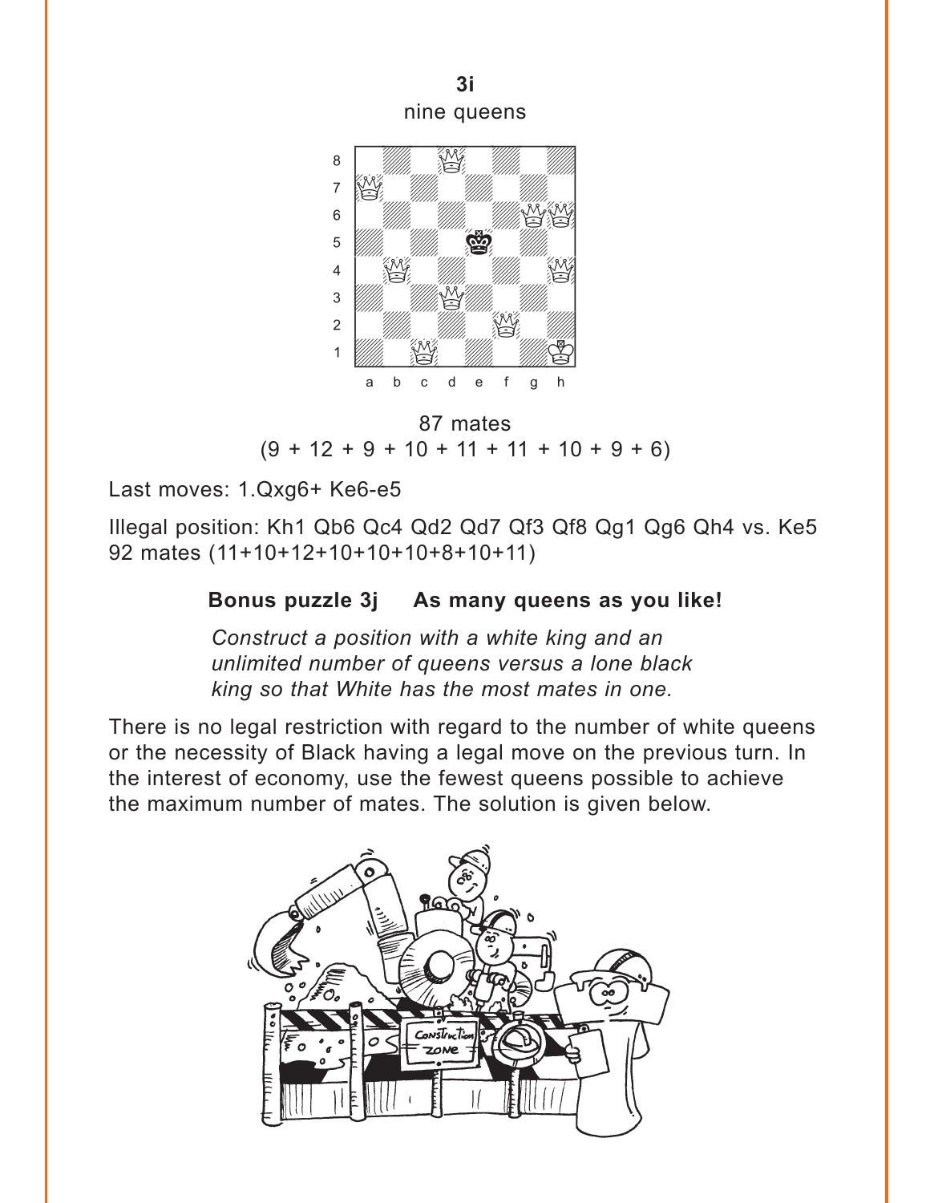**3i**

nine queens

87 mates
(9 + 12 + 9 + 10 + 11 + 11 + 10 + 9 + 6)

Last moves: 1.Qxg6+ Ke6-e5

Illegal position: Kh1 Qb6 Qc4 Qd2 Qd7 Qf3 Qf8 Qg1 Qg6 Qh4 vs. Ke5
92 mates (11+10+12+10+10+10+8+10+11)

### Bonus puzzle 3j  As many queens as you like!

*Construct a position with a white king and an unlimited number of queens versus a lone black king so that White has the most mates in one.*

There is no legal restriction with regard to the number of white queens or the necessity of Black having a legal move on the previous turn. In the interest of economy, use the fewest queens possible to achieve the maximum number of mates. The solution is given below.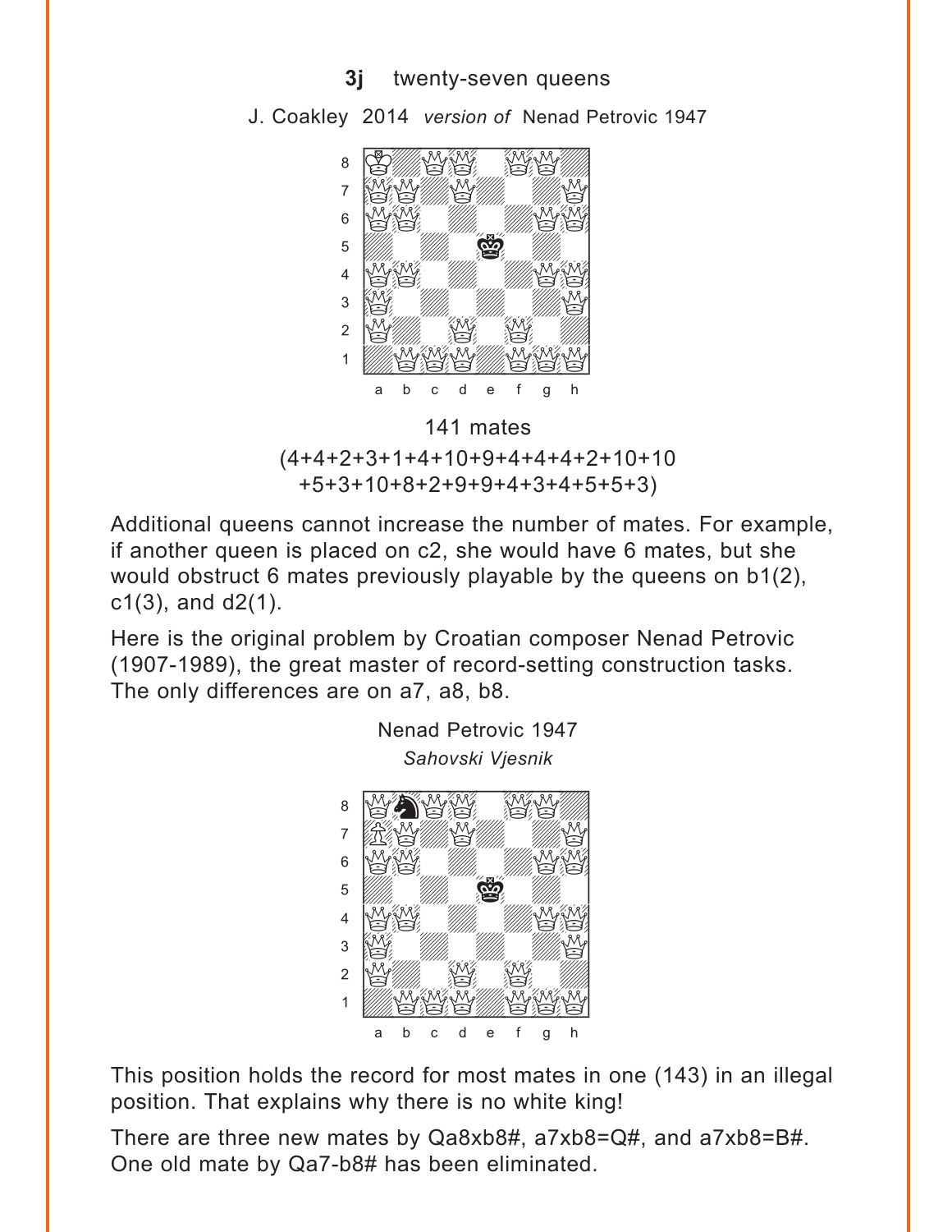## 3j twenty-seven queens

J. Coakley 2014 *version of* Nenad Petrovic 1947

141 mates

(4+4+2+3+1+4+10+9+4+4+4+2+10+10
+5+3+10+8+2+9+9+4+3+4+5+5+3)

Additional queens cannot increase the number of mates. For example, if another queen is placed on c2, she would have 6 mates, but she would obstruct 6 mates previously playable by the queens on b1(2), c1(3), and d2(1).

Here is the original problem by Croatian composer Nenad Petrovic (1907-1989), the great master of record-setting construction tasks. The only differences are on a7, a8, b8.

Nenad Petrovic 1947
*Sahovski Vjesnik*

This position holds the record for most mates in one (143) in an illegal position. That explains why there is no white king!

There are three new mates by Qa8xb8#, a7xb8=Q#, and a7xb8=B#. One old mate by Qa7-b8# has been eliminated.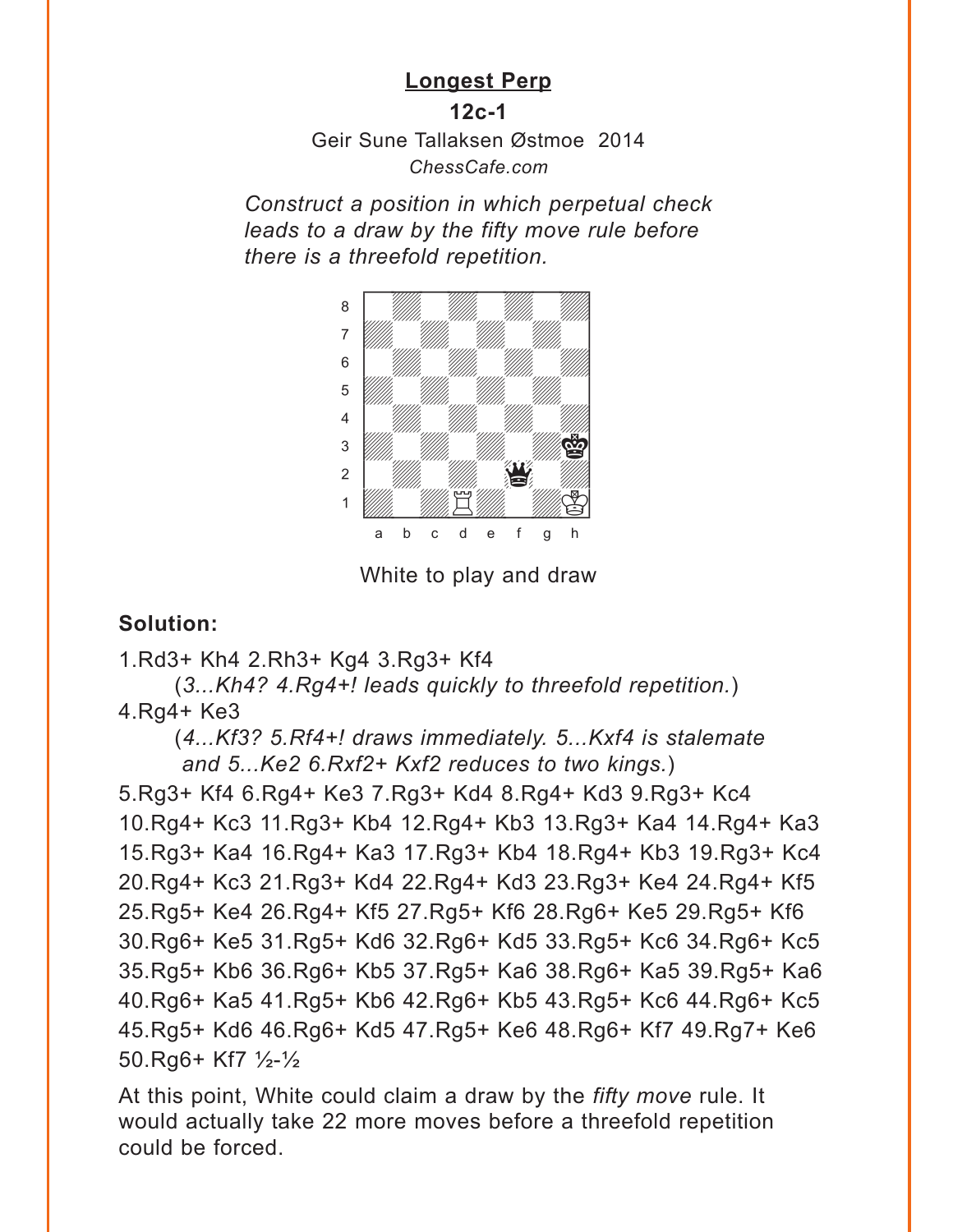## Longest Perp

**12c-1**

Geir Sune Tallaksen Østmoe 2014

*ChessCafe.com*

*Construct a position in which perpetual check leads to a draw by the fifty move rule before there is a threefold repetition.*

White to play and draw

**Solution:**

1.Rd3+ Kh4 2.Rh3+ Kg4 3.Rg3+ Kf4

(*3...Kh4? 4.Rg4+! leads quickly to threefold repetition.*)

4.Rg4+ Ke3

(*4...Kf3? 5.Rf4+! draws immediately. 5...Kxf4 is stalemate and 5...Ke2 6.Rxf2+ Kxf2 reduces to two kings.*)

5.Rg3+ Kf4 6.Rg4+ Ke3 7.Rg3+ Kd4 8.Rg4+ Kd3 9.Rg3+ Kc4 10.Rg4+ Kc3 11.Rg3+ Kb4 12.Rg4+ Kb3 13.Rg3+ Ka4 14.Rg4+ Ka3 15.Rg3+ Ka4 16.Rg4+ Ka3 17.Rg3+ Kb4 18.Rg4+ Kb3 19.Rg3+ Kc4 20.Rg4+ Kc3 21.Rg3+ Kd4 22.Rg4+ Kd3 23.Rg3+ Ke4 24.Rg4+ Kf5 25.Rg5+ Ke4 26.Rg4+ Kf5 27.Rg5+ Kf6 28.Rg6+ Ke5 29.Rg5+ Kf6 30.Rg6+ Ke5 31.Rg5+ Kd6 32.Rg6+ Kd5 33.Rg5+ Kc6 34.Rg6+ Kc5 35.Rg5+ Kb6 36.Rg6+ Kb5 37.Rg5+ Ka6 38.Rg6+ Ka5 39.Rg5+ Ka6 40.Rg6+ Ka5 41.Rg5+ Kb6 42.Rg6+ Kb5 43.Rg5+ Kc6 44.Rg6+ Kc5 45.Rg5+ Kd6 46.Rg6+ Kd5 47.Rg5+ Ke6 48.Rg6+ Kf7 49.Rg7+ Ke6 50.Rg6+ Kf7 ½-½

At this point, White could claim a draw by the *fifty move* rule. It would actually take 22 more moves before a threefold repetition could be forced.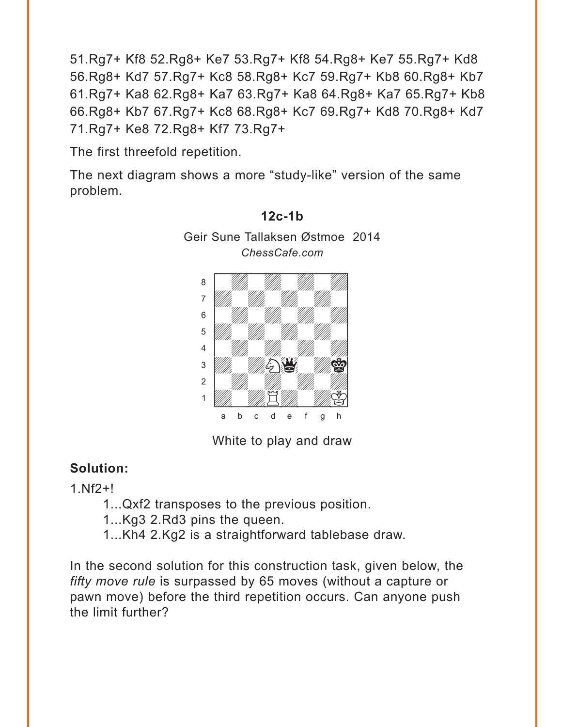51.Rg7+ Kf8 52.Rg8+ Ke7 53.Rg7+ Kf8 54.Rg8+ Ke7 55.Rg7+ Kd8 56.Rg8+ Kd7 57.Rg7+ Kc8 58.Rg8+ Kc7 59.Rg7+ Kb8 60.Rg8+ Kb7 61.Rg7+ Ka8 62.Rg8+ Ka7 63.Rg7+ Ka8 64.Rg8+ Ka7 65.Rg7+ Kb8 66.Rg8+ Kb7 67.Rg7+ Kc8 68.Rg8+ Kc7 69.Rg7+ Kd8 70.Rg8+ Kd7 71.Rg7+ Ke8 72.Rg8+ Kf7 73.Rg7+

The first threefold repetition.

The next diagram shows a more "study-like" version of the same problem.

**12c-1b**

Geir Sune Tallaksen Østmoe 2014
*ChessCafe.com*

White to play and draw

**Solution:**

1.Nf2+!

- 1...Qxf2 transposes to the previous position.
- 1...Kg3 2.Rd3 pins the queen.
- 1...Kh4 2.Kg2 is a straightforward tablebase draw.

In the second solution for this construction task, given below, the *fifty move rule* is surpassed by 65 moves (without a capture or pawn move) before the third repetition occurs. Can anyone push the limit further?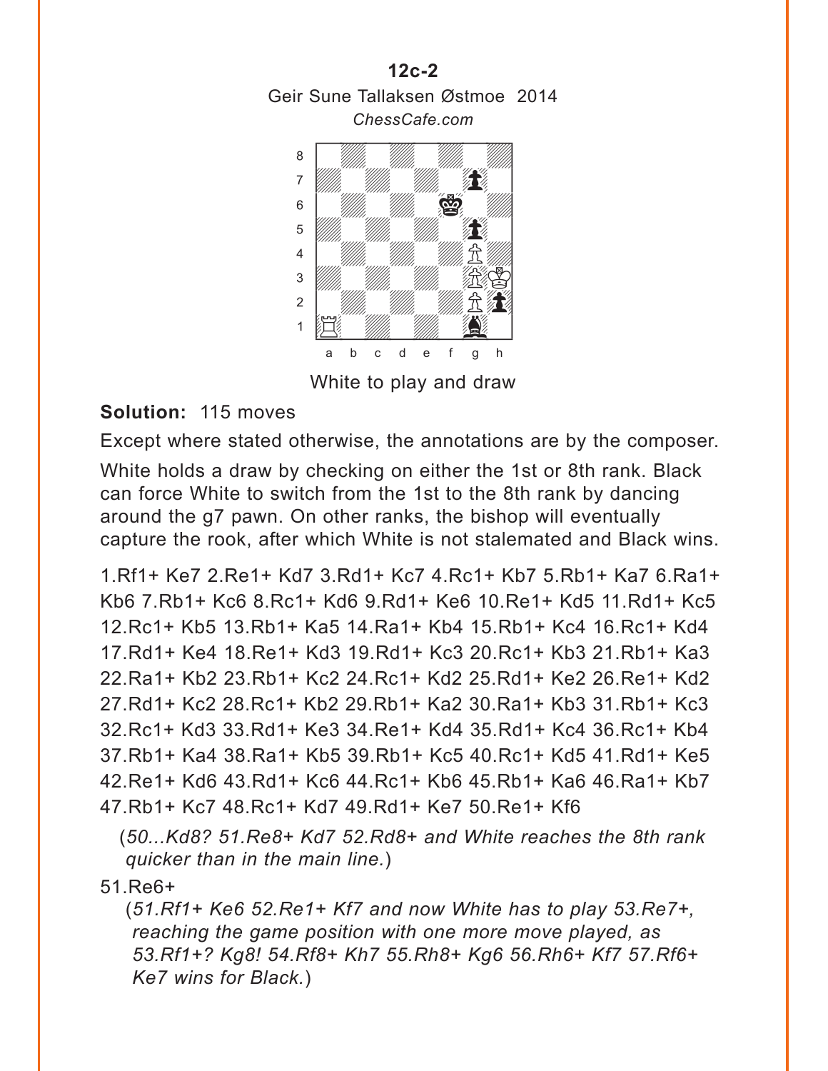**12c-2**

Geir Sune Tallaksen Østmoe 2014

*ChessCafe.com*

White to play and draw

**Solution:** 115 moves

Except where stated otherwise, the annotations are by the composer.

White holds a draw by checking on either the 1st or 8th rank. Black can force White to switch from the 1st to the 8th rank by dancing around the g7 pawn. On other ranks, the bishop will eventually capture the rook, after which White is not stalemated and Black wins.

1.Rf1+ Ke7 2.Re1+ Kd7 3.Rd1+ Kc7 4.Rc1+ Kb7 5.Rb1+ Ka7 6.Ra1+ Kb6 7.Rb1+ Kc6 8.Rc1+ Kd6 9.Rd1+ Ke6 10.Re1+ Kd5 11.Rd1+ Kc5 12.Rc1+ Kb5 13.Rb1+ Ka5 14.Ra1+ Kb4 15.Rb1+ Kc4 16.Rc1+ Kd4 17.Rd1+ Ke4 18.Re1+ Kd3 19.Rd1+ Kc3 20.Rc1+ Kb3 21.Rb1+ Ka3 22.Ra1+ Kb2 23.Rb1+ Kc2 24.Rc1+ Kd2 25.Rd1+ Ke2 26.Re1+ Kd2 27.Rd1+ Kc2 28.Rc1+ Kb2 29.Rb1+ Ka2 30.Ra1+ Kb3 31.Rb1+ Kc3 32.Rc1+ Kd3 33.Rd1+ Ke3 34.Re1+ Kd4 35.Rd1+ Kc4 36.Rc1+ Kb4 37.Rb1+ Ka4 38.Ra1+ Kb5 39.Rb1+ Kc5 40.Rc1+ Kd5 41.Rd1+ Ke5 42.Re1+ Kd6 43.Rd1+ Kc6 44.Rc1+ Kb6 45.Rb1+ Ka6 46.Ra1+ Kb7 47.Rb1+ Kc7 48.Rc1+ Kd7 49.Rd1+ Ke7 50.Re1+ Kf6

(*50...Kd8? 51.Re8+ Kd7 52.Rd8+ and White reaches the 8th rank quicker than in the main line.*)

51.Re6+

(*51.Rf1+ Ke6 52.Re1+ Kf7 and now White has to play 53.Re7+, reaching the game position with one more move played, as 53.Rf1+? Kg8! 54.Rf8+ Kh7 55.Rh8+ Kg6 56.Rh6+ Kf7 57.Rf6+ Ke7 wins for Black.*)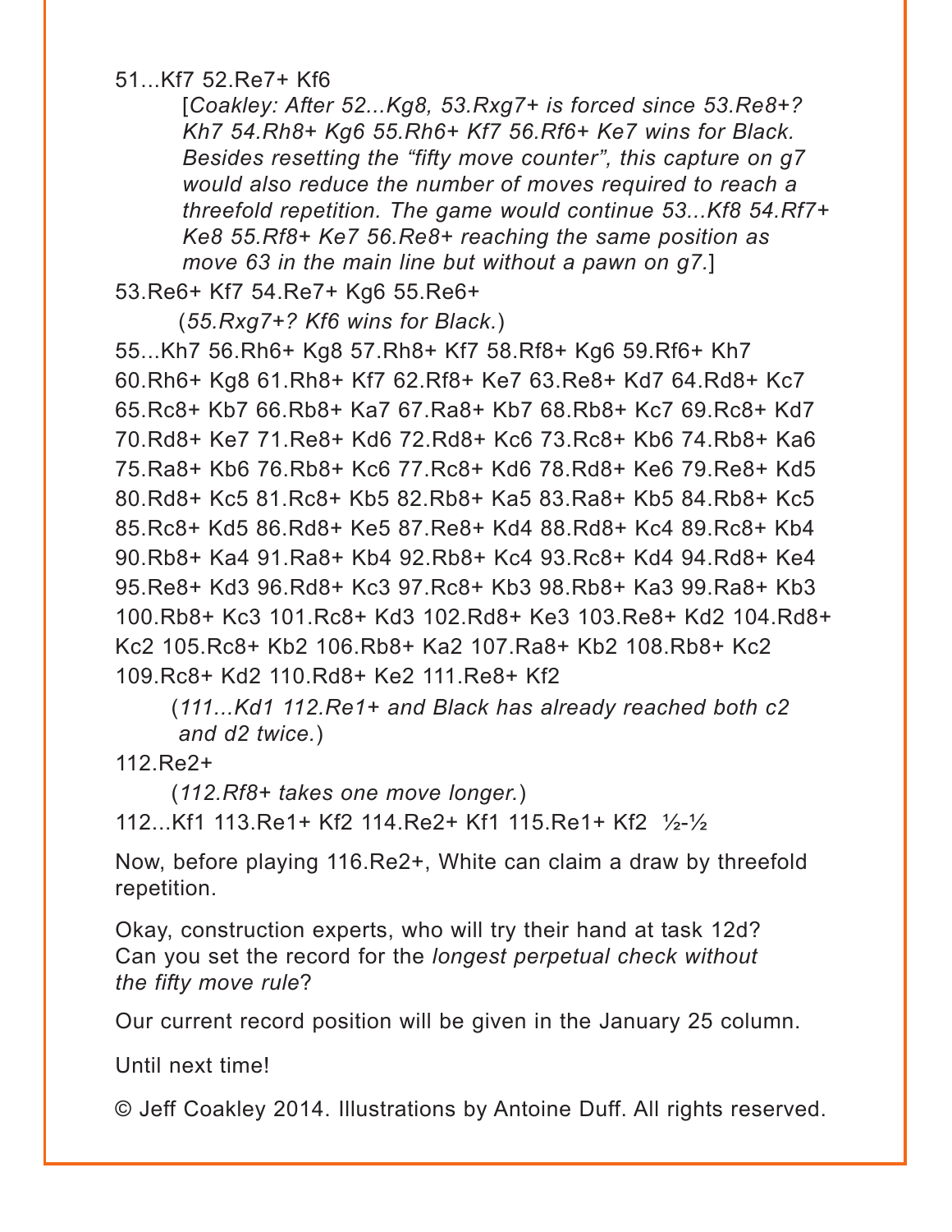51...Kf7 52.Re7+ Kf6

> [*Coakley: After 52...Kg8, 53.Rxg7+ is forced since 53.Re8+? Kh7 54.Rh8+ Kg6 55.Rh6+ Kf7 56.Rf6+ Ke7 wins for Black. Besides resetting the "fifty move counter", this capture on g7 would also reduce the number of moves required to reach a threefold repetition. The game would continue 53...Kf8 54.Rf7+ Ke8 55.Rf8+ Ke7 56.Re8+ reaching the same position as move 63 in the main line but without a pawn on g7.*]

53.Re6+ Kf7 54.Re7+ Kg6 55.Re6+

> (*55.Rxg7+? Kf6 wins for Black.*)

55...Kh7 56.Rh6+ Kg8 57.Rh8+ Kf7 58.Rf8+ Kg6 59.Rf6+ Kh7 60.Rh6+ Kg8 61.Rh8+ Kf7 62.Rf8+ Ke7 63.Re8+ Kd7 64.Rd8+ Kc7 65.Rc8+ Kb7 66.Rb8+ Ka7 67.Ra8+ Kb7 68.Rb8+ Kc7 69.Rc8+ Kd7 70.Rd8+ Ke7 71.Re8+ Kd6 72.Rd8+ Kc6 73.Rc8+ Kb6 74.Rb8+ Ka6 75.Ra8+ Kb6 76.Rb8+ Kc6 77.Rc8+ Kd6 78.Rd8+ Ke6 79.Re8+ Kd5 80.Rd8+ Kc5 81.Rc8+ Kb5 82.Rb8+ Ka5 83.Ra8+ Kb5 84.Rb8+ Kc5 85.Rc8+ Kd5 86.Rd8+ Ke5 87.Re8+ Kd4 88.Rd8+ Kc4 89.Rc8+ Kb4 90.Rb8+ Ka4 91.Ra8+ Kb4 92.Rb8+ Kc4 93.Rc8+ Kd4 94.Rd8+ Ke4 95.Re8+ Kd3 96.Rd8+ Kc3 97.Rc8+ Kb3 98.Rb8+ Ka3 99.Ra8+ Kb3 100.Rb8+ Kc3 101.Rc8+ Kd3 102.Rd8+ Ke3 103.Re8+ Kd2 104.Rd8+ Kc2 105.Rc8+ Kb2 106.Rb8+ Ka2 107.Ra8+ Kb2 108.Rb8+ Kc2 109.Rc8+ Kd2 110.Rd8+ Ke2 111.Re8+ Kf2

> (*111...Kd1 112.Re1+ and Black has already reached both c2 and d2 twice.*)

112.Re2+

> (*112.Rf8+ takes one move longer.*)

112...Kf1 113.Re1+ Kf2 114.Re2+ Kf1 115.Re1+ Kf2 ½-½

Now, before playing 116.Re2+, White can claim a draw by threefold repetition.

Okay, construction experts, who will try their hand at task 12d? Can you set the record for the *longest perpetual check without the fifty move rule*?

Our current record position will be given in the January 25 column.

Until next time!

© Jeff Coakley 2014. Illustrations by Antoine Duff. All rights reserved.